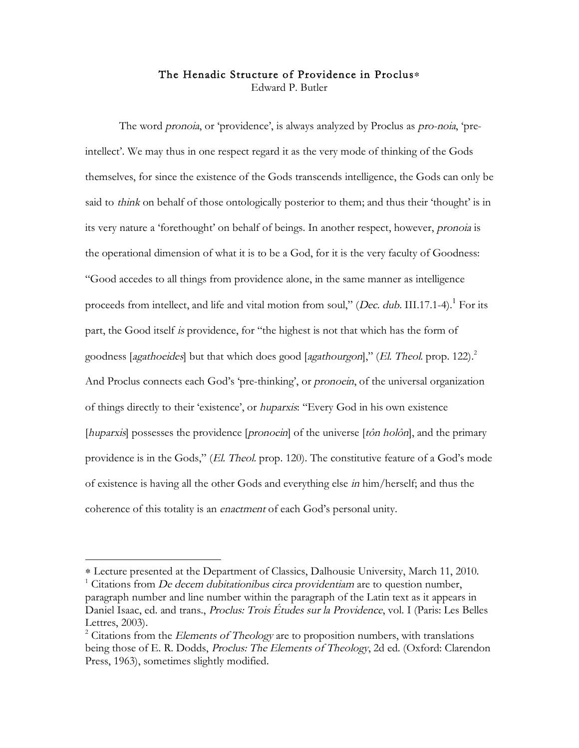# The Henadic Structure of Providence in Proclus*

Edward P. Butler

The word *pronoia*, or 'providence', is always analyzed by Proclus as *pro-noia*, 'pre-intellect'. We may thus in one respect regard it as the very mode of thinking of the Gods themselves, for since the existence of the Gods transcends intelligence, the Gods can only be said to *think* on behalf of those ontologically posterior to them; and thus their 'thought' is in its very nature a 'forethought' on behalf of beings. In another respect, however, *pronoia* is the operational dimension of what it is to be a God, for it is the very faculty of Goodness: "Good accedes to all things from providence alone, in the same manner as intelligence proceeds from intellect, and life and vital motion from soul," (*Dec. dub.* III.17.1-4).[1] For its part, the Good itself *is* providence, for "the highest is not that which has the form of goodness [*agathoeides*] but that which does good [*agathourgon*]," (*El. Theol.* prop. 122).[2] And Proclus connects each God's 'pre-thinking', or *pronoein*, of the universal organization of things directly to their 'existence', or *huparxis*: "Every God in his own existence [*huparxis*] possesses the providence [*pronoein*] of the universe [*tôn holôn*], and the primary providence is in the Gods," (*El. Theol.* prop. 120). The constitutive feature of a God's mode of existence is having all the other Gods and everything else *in* him/herself; and thus the coherence of this totality is an *enactment* of each God's personal unity.

---

* Lecture presented at the Department of Classics, Dalhousie University, March 11, 2010.

[1] Citations from *De decem dubitationibus circa providentiam* are to question number, paragraph number and line number within the paragraph of the Latin text as it appears in Daniel Isaac, ed. and trans., *Proclus: Trois Études sur la Providence*, vol. I (Paris: Les Belles Lettres, 2003).

[2] Citations from the *Elements of Theology* are to proposition numbers, with translations being those of E. R. Dodds, *Proclus: The Elements of Theology*, 2d ed. (Oxford: Clarendon Press, 1963), sometimes slightly modified.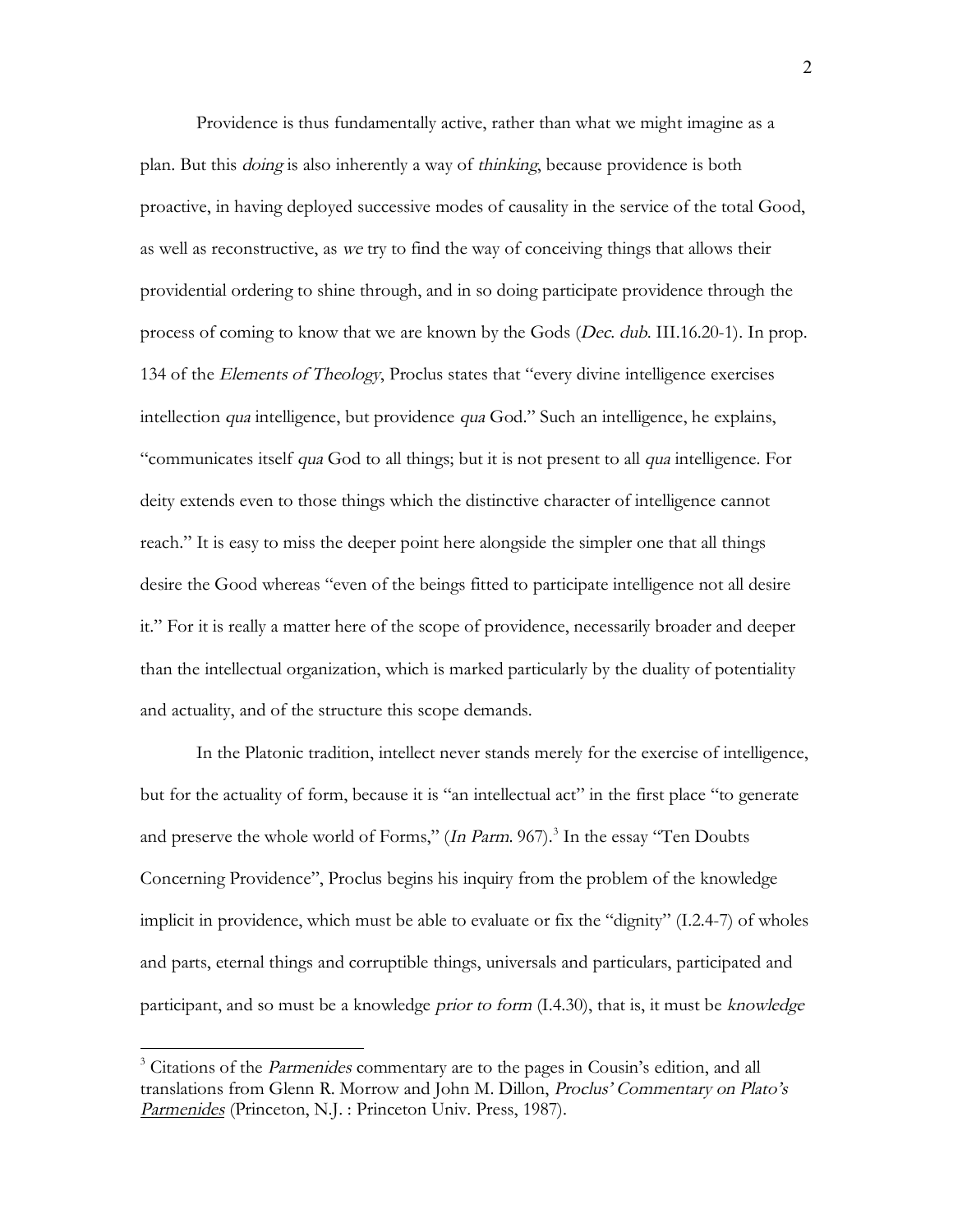Providence is thus fundamentally active, rather than what we might imagine as a plan. But this *doing* is also inherently a way of *thinking*, because providence is both proactive, in having deployed successive modes of causality in the service of the total Good, as well as reconstructive, as *we* try to find the way of conceiving things that allows their providential ordering to shine through, and in so doing participate providence through the process of coming to know that we are known by the Gods (*Dec. dub.* III.16.20-1). In prop. 134 of the *Elements of Theology*, Proclus states that "every divine intelligence exercises intellection *qua* intelligence, but providence *qua* God." Such an intelligence, he explains, "communicates itself *qua* God to all things; but it is not present to all *qua* intelligence. For deity extends even to those things which the distinctive character of intelligence cannot reach." It is easy to miss the deeper point here alongside the simpler one that all things desire the Good whereas "even of the beings fitted to participate intelligence not all desire it." For it is really a matter here of the scope of providence, necessarily broader and deeper than the intellectual organization, which is marked particularly by the duality of potentiality and actuality, and of the structure this scope demands.

In the Platonic tradition, intellect never stands merely for the exercise of intelligence, but for the actuality of form, because it is "an intellectual act" in the first place "to generate and preserve the whole world of Forms," (*In Parm.* 967).[3] In the essay "Ten Doubts Concerning Providence", Proclus begins his inquiry from the problem of the knowledge implicit in providence, which must be able to evaluate or fix the "dignity" (I.2.4-7) of wholes and parts, eternal things and corruptible things, universals and particulars, participated and participant, and so must be a knowledge *prior to form* (I.4.30), that is, it must be *knowledge*

---

[3] Citations of the *Parmenides* commentary are to the pages in Cousin's edition, and all translations from Glenn R. Morrow and John M. Dillon, *Proclus' Commentary on Plato's Parmenides* (Princeton, N.J. : Princeton Univ. Press, 1987).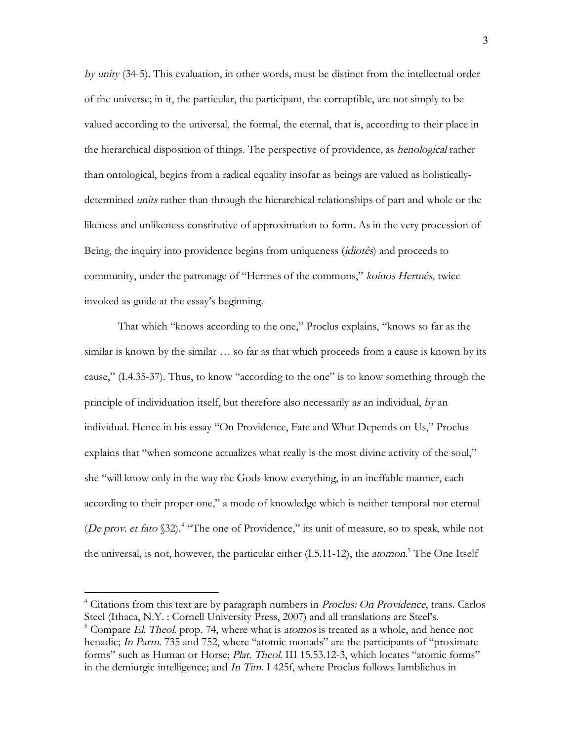*by unity* (34-5). This evaluation, in other words, must be distinct from the intellectual order of the universe; in it, the particular, the participant, the corruptible, are not simply to be valued according to the universal, the formal, the eternal, that is, according to their place in the hierarchical disposition of things. The perspective of providence, as *henological* rather than ontological, begins from a radical equality insofar as beings are valued as holistically-determined *units* rather than through the hierarchical relationships of part and whole or the likeness and unlikeness constitutive of approximation to form. As in the very procession of Being, the inquiry into providence begins from uniqueness (*idiotês*) and proceeds to community, under the patronage of "Hermes of the commons," *koinos Hermês*, twice invoked as guide at the essay's beginning.

That which "knows according to the one," Proclus explains, "knows so far as the similar is known by the similar … so far as that which proceeds from a cause is known by its cause," (I.4.35-37). Thus, to know "according to the one" is to know something through the principle of individuation itself, but therefore also necessarily *as* an individual, *by* an individual. Hence in his essay "On Providence, Fate and What Depends on Us," Proclus explains that "when someone actualizes what really is the most divine activity of the soul," she "will know only in the way the Gods know everything, in an ineffable manner, each according to their proper one," a mode of knowledge which is neither temporal nor eternal (*De prov. et fato* §32).[4] "The one of Providence," its unit of measure, so to speak, while not the universal, is not, however, the particular either (I.5.11-12), the *atomon*.[5] The One Itself

---

[4] Citations from this text are by paragraph numbers in *Proclus: On Providence*, trans. Carlos Steel (Ithaca, N.Y. : Cornell University Press, 2007) and all translations are Steel's.

[5] Compare *El. Theol.* prop. 74, where what is *atomos* is treated as a whole, and hence not henadic; *In Parm.* 735 and 752, where "atomic monads" are the participants of "proximate forms" such as Human or Horse; *Plat. Theol.* III 15.53.12-3, which locates "atomic forms" in the demiurgic intelligence; and *In Tim.* I 425f, where Proclus follows Iamblichus in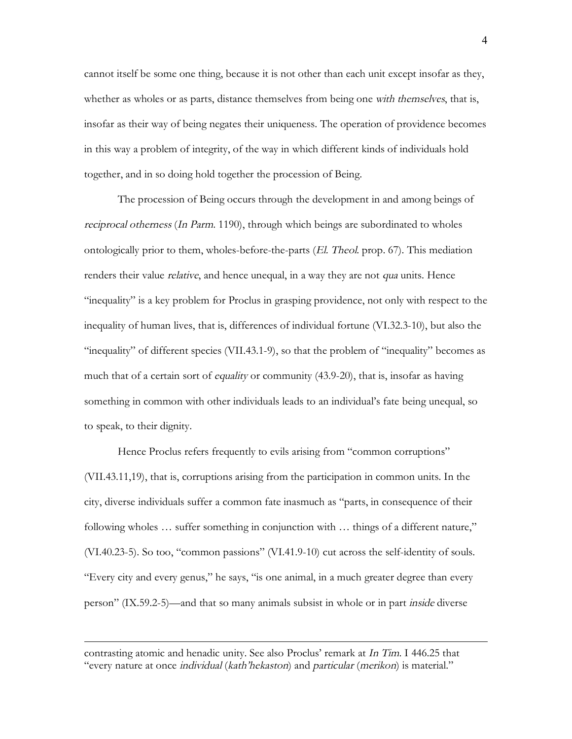cannot itself be some one thing, because it is not other than each unit except insofar as they, whether as wholes or as parts, distance themselves from being one *with themselves*, that is, insofar as their way of being negates their uniqueness. The operation of providence becomes in this way a problem of integrity, of the way in which different kinds of individuals hold together, and in so doing hold together the procession of Being.

The procession of Being occurs through the development in and among beings of *reciprocal otherness* (*In Parm.* 1190), through which beings are subordinated to wholes ontologically prior to them, wholes-before-the-parts (*El. Theol.* prop. 67). This mediation renders their value *relative*, and hence unequal, in a way they are not *qua* units. Hence "inequality" is a key problem for Proclus in grasping providence, not only with respect to the inequality of human lives, that is, differences of individual fortune (VI.32.3-10), but also the "inequality" of different species (VII.43.1-9), so that the problem of "inequality" becomes as much that of a certain sort of *equality* or community (43.9-20), that is, insofar as having something in common with other individuals leads to an individual's fate being unequal, so to speak, to their dignity.

Hence Proclus refers frequently to evils arising from "common corruptions" (VII.43.11,19), that is, corruptions arising from the participation in common units. In the city, diverse individuals suffer a common fate inasmuch as "parts, in consequence of their following wholes … suffer something in conjunction with … things of a different nature," (VI.40.23-5). So too, "common passions" (VI.41.9-10) cut across the self-identity of souls. "Every city and every genus," he says, "is one animal, in a much greater degree than every person" (IX.59.2-5)—and that so many animals subsist in whole or in part *inside* diverse

---

contrasting atomic and henadic unity. See also Proclus' remark at *In Tim.* I 446.25 that "every nature at once *individual* (*kath'hekaston*) and *particular* (*merikon*) is material."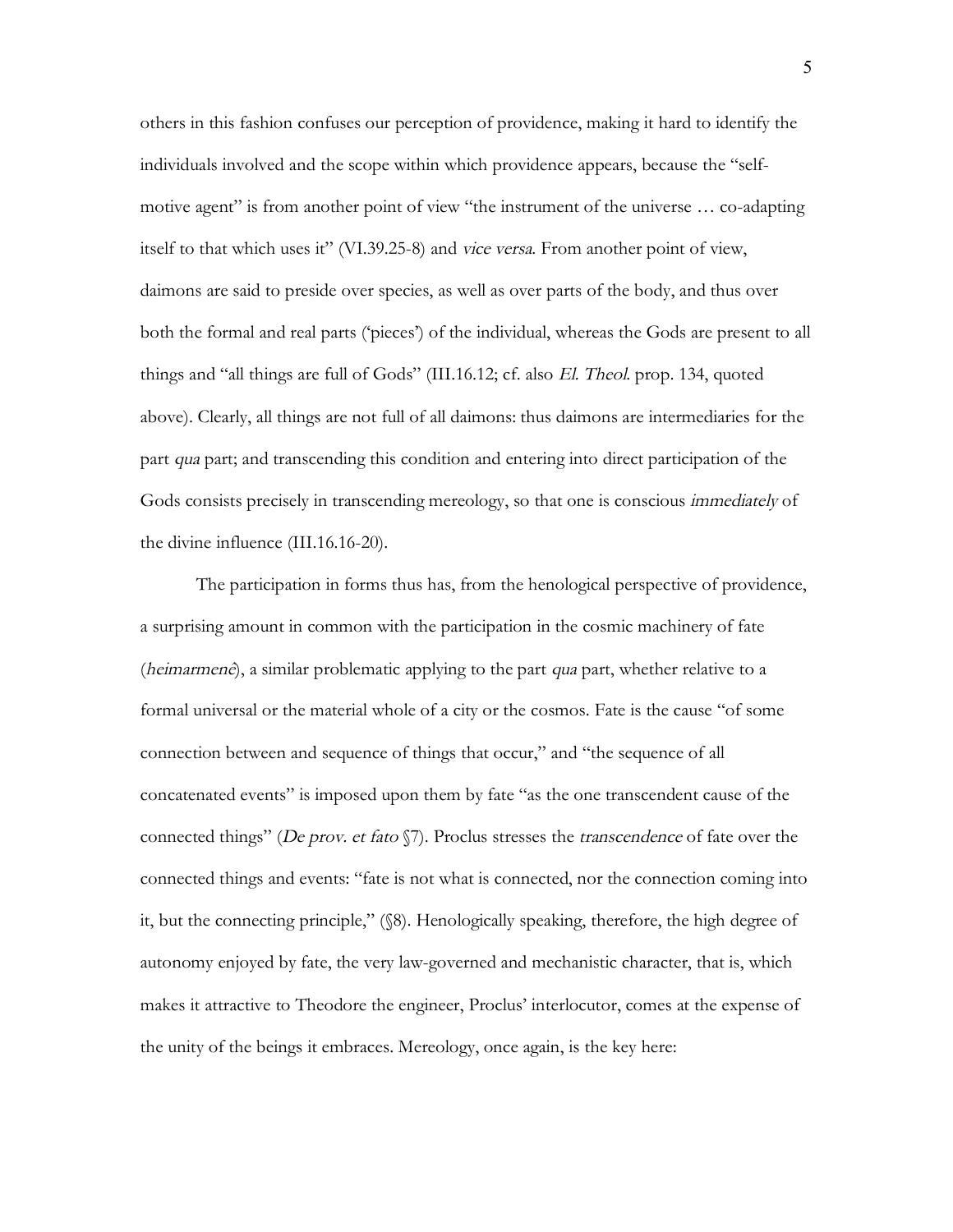others in this fashion confuses our perception of providence, making it hard to identify the individuals involved and the scope within which providence appears, because the "self-motive agent" is from another point of view "the instrument of the universe … co-adapting itself to that which uses it" (VI.39.25-8) and *vice versa*. From another point of view, daimons are said to preside over species, as well as over parts of the body, and thus over both the formal and real parts ('pieces') of the individual, whereas the Gods are present to all things and "all things are full of Gods" (III.16.12; cf. also *El. Theol.* prop. 134, quoted above). Clearly, all things are not full of all daimons: thus daimons are intermediaries for the part *qua* part; and transcending this condition and entering into direct participation of the Gods consists precisely in transcending mereology, so that one is conscious *immediately* of the divine influence (III.16.16-20).

The participation in forms thus has, from the henological perspective of providence, a surprising amount in common with the participation in the cosmic machinery of fate (*heimarmenê*), a similar problematic applying to the part *qua* part, whether relative to a formal universal or the material whole of a city or the cosmos. Fate is the cause "of some connection between and sequence of things that occur," and "the sequence of all concatenated events" is imposed upon them by fate "as the one transcendent cause of the connected things" (*De prov. et fato* §7). Proclus stresses the *transcendence* of fate over the connected things and events: "fate is not what is connected, nor the connection coming into it, but the connecting principle," (§8). Henologically speaking, therefore, the high degree of autonomy enjoyed by fate, the very law-governed and mechanistic character, that is, which makes it attractive to Theodore the engineer, Proclus' interlocutor, comes at the expense of the unity of the beings it embraces. Mereology, once again, is the key here: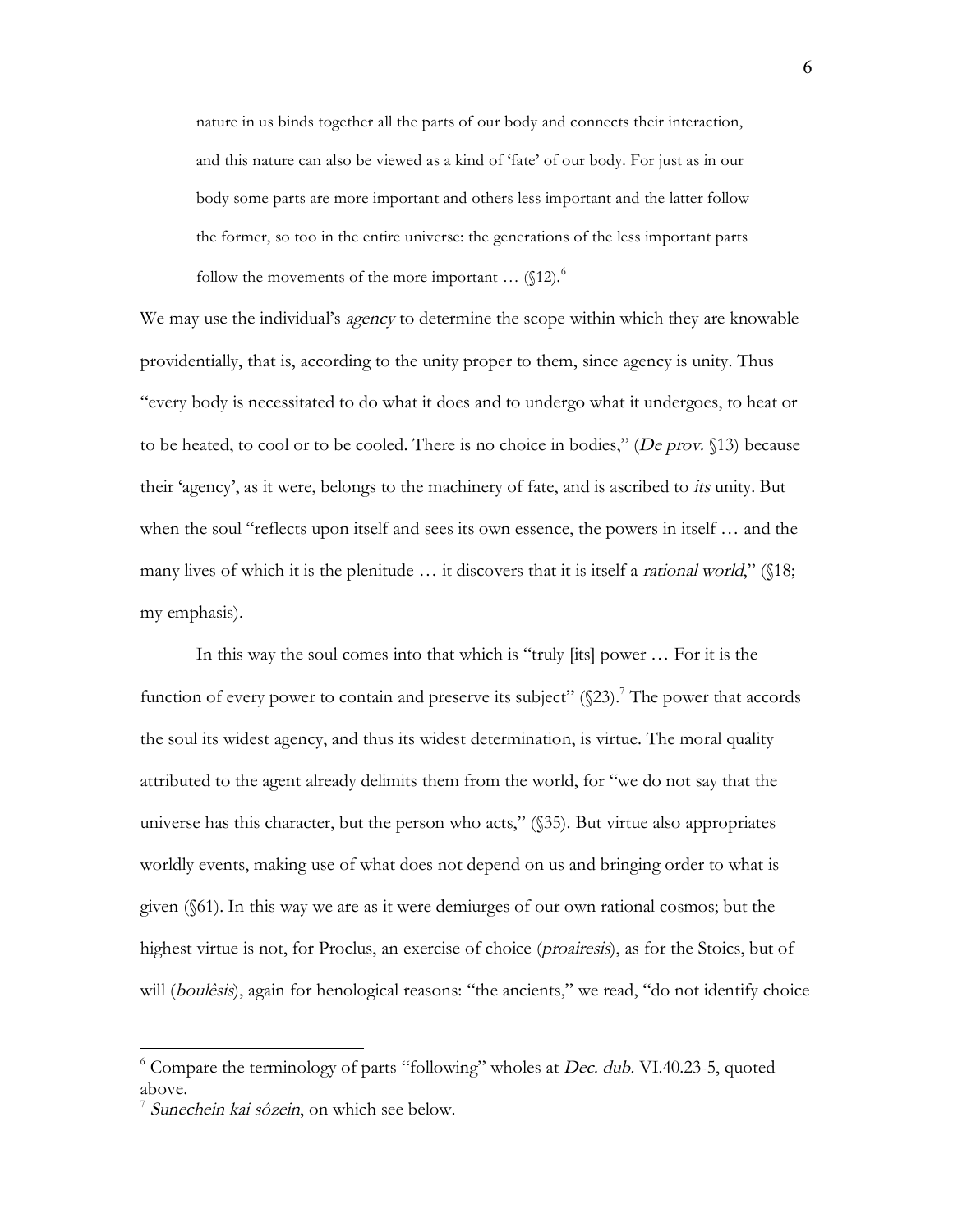> nature in us binds together all the parts of our body and connects their interaction, and this nature can also be viewed as a kind of 'fate' of our body. For just as in our body some parts are more important and others less important and the latter follow the former, so too in the entire universe: the generations of the less important parts follow the movements of the more important … (§12).[6]

We may use the individual's *agency* to determine the scope within which they are knowable providentially, that is, according to the unity proper to them, since agency is unity. Thus "every body is necessitated to do what it does and to undergo what it undergoes, to heat or to be heated, to cool or to be cooled. There is no choice in bodies," (*De prov.* §13) because their 'agency', as it were, belongs to the machinery of fate, and is ascribed to *its* unity. But when the soul "reflects upon itself and sees its own essence, the powers in itself … and the many lives of which it is the plenitude … it discovers that it is itself a *rational world*," (§18; my emphasis).

In this way the soul comes into that which is "truly [its] power … For it is the function of every power to contain and preserve its subject" (§23).[7] The power that accords the soul its widest agency, and thus its widest determination, is virtue. The moral quality attributed to the agent already delimits them from the world, for "we do not say that the universe has this character, but the person who acts," (§35). But virtue also appropriates worldly events, making use of what does not depend on us and bringing order to what is given (§61). In this way we are as it were demiurges of our own rational cosmos; but the highest virtue is not, for Proclus, an exercise of choice (*proairesis*), as for the Stoics, but of will (*boulêsis*), again for henological reasons: "the ancients," we read, "do not identify choice

---

[6] Compare the terminology of parts "following" wholes at *Dec. dub.* VI.40.23-5, quoted above.

[7] *Sunechein kai sôzein*, on which see below.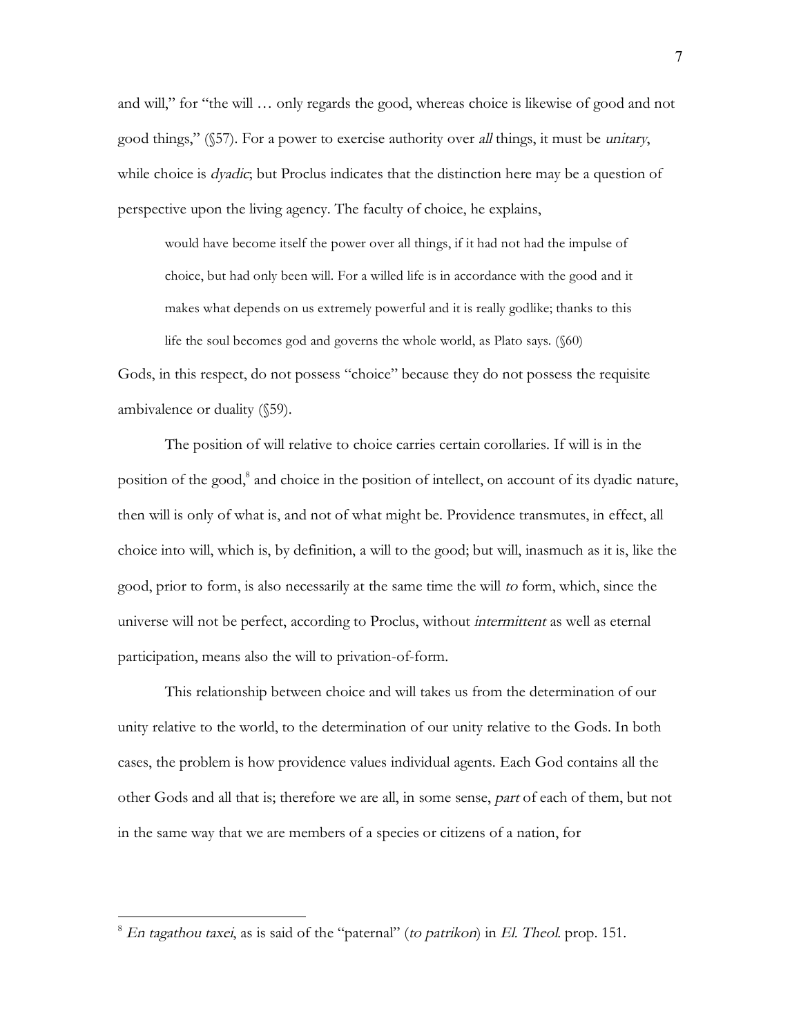and will," for "the will … only regards the good, whereas choice is likewise of good and not good things," (§57). For a power to exercise authority over *all* things, it must be *unitary*, while choice is *dyadic*; but Proclus indicates that the distinction here may be a question of perspective upon the living agency. The faculty of choice, he explains,

> would have become itself the power over all things, if it had not had the impulse of choice, but had only been will. For a willed life is in accordance with the good and it makes what depends on us extremely powerful and it is really godlike; thanks to this life the soul becomes god and governs the whole world, as Plato says. (§60)

Gods, in this respect, do not possess "choice" because they do not possess the requisite ambivalence or duality (§59).

The position of will relative to choice carries certain corollaries. If will is in the position of the good,[8] and choice in the position of intellect, on account of its dyadic nature, then will is only of what is, and not of what might be. Providence transmutes, in effect, all choice into will, which is, by definition, a will to the good; but will, inasmuch as it is, like the good, prior to form, is also necessarily at the same time the will *to* form, which, since the universe will not be perfect, according to Proclus, without *intermittent* as well as eternal participation, means also the will to privation-of-form.

This relationship between choice and will takes us from the determination of our unity relative to the world, to the determination of our unity relative to the Gods. In both cases, the problem is how providence values individual agents. Each God contains all the other Gods and all that is; therefore we are all, in some sense, *part* of each of them, but not in the same way that we are members of a species or citizens of a nation, for

---

[8] *En tagathou taxei*, as is said of the "paternal" (*to patrikon*) in *El. Theol.* prop. 151.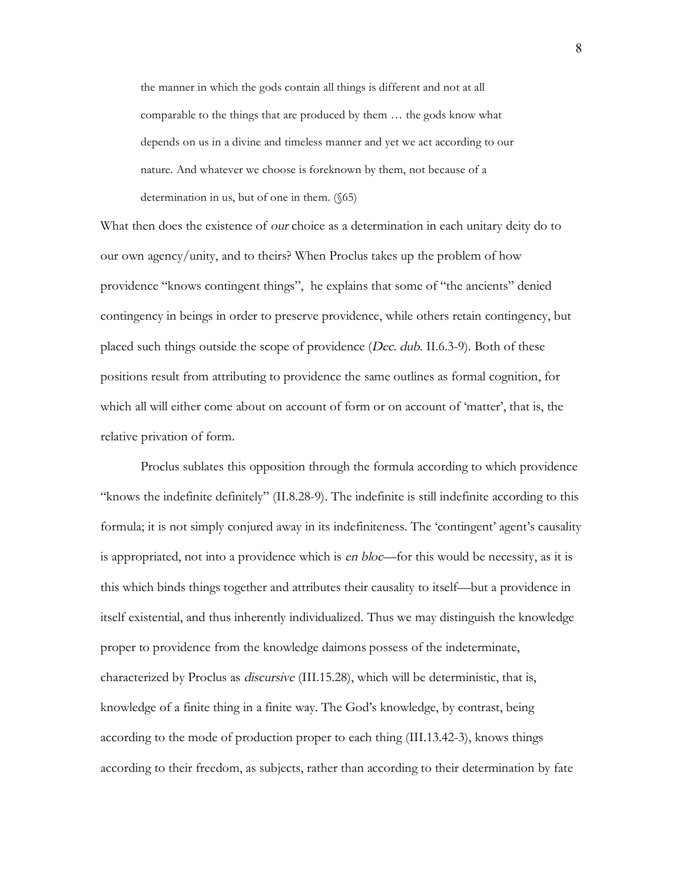> the manner in which the gods contain all things is different and not at all comparable to the things that are produced by them … the gods know what depends on us in a divine and timeless manner and yet we act according to our nature. And whatever we choose is foreknown by them, not because of a determination in us, but of one in them. (§65)

What then does the existence of *our* choice as a determination in each unitary deity do to our own agency/unity, and to theirs? When Proclus takes up the problem of how providence "knows contingent things", he explains that some of "the ancients" denied contingency in beings in order to preserve providence, while others retain contingency, but placed such things outside the scope of providence (*Dec. dub.* II.6.3-9). Both of these positions result from attributing to providence the same outlines as formal cognition, for which all will either come about on account of form or on account of 'matter', that is, the relative privation of form.

Proclus sublates this opposition through the formula according to which providence "knows the indefinite definitely" (II.8.28-9). The indefinite is still indefinite according to this formula; it is not simply conjured away in its indefiniteness. The 'contingent' agent's causality is appropriated, not into a providence which is *en bloc*—for this would be necessity, as it is this which binds things together and attributes their causality to itself—but a providence in itself existential, and thus inherently individualized. Thus we may distinguish the knowledge proper to providence from the knowledge daimons possess of the indeterminate, characterized by Proclus as *discursive* (III.15.28), which will be deterministic, that is, knowledge of a finite thing in a finite way. The God's knowledge, by contrast, being according to the mode of production proper to each thing (III.13.42-3), knows things according to their freedom, as subjects, rather than according to their determination by fate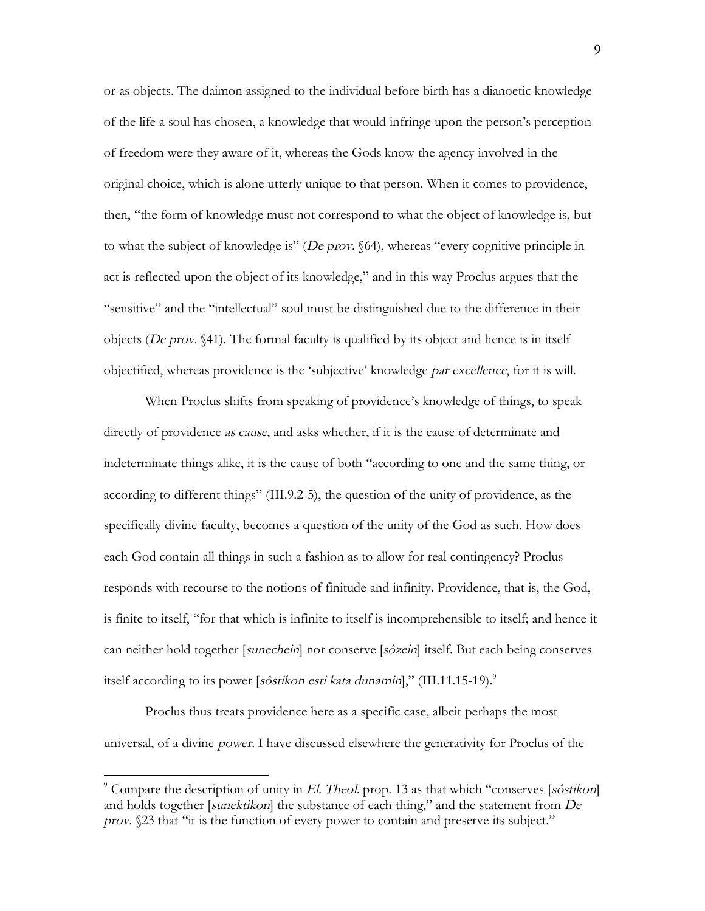or as objects. The daimon assigned to the individual before birth has a dianoetic knowledge of the life a soul has chosen, a knowledge that would infringe upon the person's perception of freedom were they aware of it, whereas the Gods know the agency involved in the original choice, which is alone utterly unique to that person. When it comes to providence, then, "the form of knowledge must not correspond to what the object of knowledge is, but to what the subject of knowledge is" (*De prov.* §64), whereas "every cognitive principle in act is reflected upon the object of its knowledge," and in this way Proclus argues that the "sensitive" and the "intellectual" soul must be distinguished due to the difference in their objects (*De prov.* §41). The formal faculty is qualified by its object and hence is in itself objectified, whereas providence is the 'subjective' knowledge *par excellence*, for it is will.

When Proclus shifts from speaking of providence's knowledge of things, to speak directly of providence *as cause*, and asks whether, if it is the cause of determinate and indeterminate things alike, it is the cause of both "according to one and the same thing, or according to different things" (III.9.2-5), the question of the unity of providence, as the specifically divine faculty, becomes a question of the unity of the God as such. How does each God contain all things in such a fashion as to allow for real contingency? Proclus responds with recourse to the notions of finitude and infinity. Providence, that is, the God, is finite to itself, "for that which is infinite to itself is incomprehensible to itself; and hence it can neither hold together [*sunechein*] nor conserve [*sôzein*] itself. But each being conserves itself according to its power [*sôstikon esti kata dunamin*]," (III.11.15-19).[9]

Proclus thus treats providence here as a specific case, albeit perhaps the most universal, of a divine *power*. I have discussed elsewhere the generativity for Proclus of the

---

[9] Compare the description of unity in *El. Theol.* prop. 13 as that which "conserves [*sôstikon*] and holds together [*sunektikon*] the substance of each thing," and the statement from *De prov.* §23 that "it is the function of every power to contain and preserve its subject."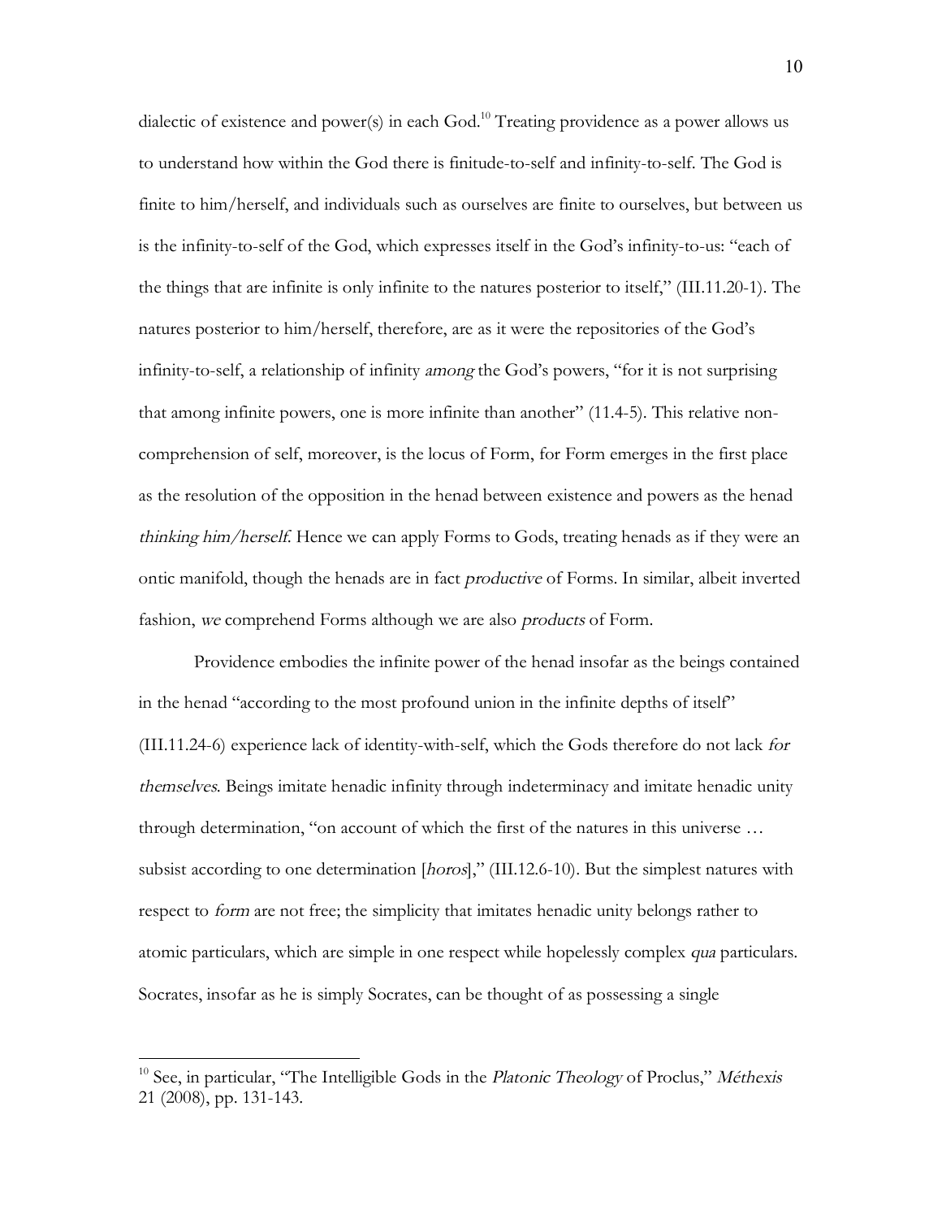dialectic of existence and power(s) in each God.[10] Treating providence as a power allows us to understand how within the God there is finitude-to-self and infinity-to-self. The God is finite to him/herself, and individuals such as ourselves are finite to ourselves, but between us is the infinity-to-self of the God, which expresses itself in the God's infinity-to-us: "each of the things that are infinite is only infinite to the natures posterior to itself," (III.11.20-1). The natures posterior to him/herself, therefore, are as it were the repositories of the God's infinity-to-self, a relationship of infinity *among* the God's powers, "for it is not surprising that among infinite powers, one is more infinite than another" (11.4-5). This relative non-comprehension of self, moreover, is the locus of Form, for Form emerges in the first place as the resolution of the opposition in the henad between existence and powers as the henad *thinking him/herself*. Hence we can apply Forms to Gods, treating henads as if they were an ontic manifold, though the henads are in fact *productive* of Forms. In similar, albeit inverted fashion, *we* comprehend Forms although we are also *products* of Form.

Providence embodies the infinite power of the henad insofar as the beings contained in the henad "according to the most profound union in the infinite depths of itself" (III.11.24-6) experience lack of identity-with-self, which the Gods therefore do not lack *for themselves*. Beings imitate henadic infinity through indeterminacy and imitate henadic unity through determination, "on account of which the first of the natures in this universe … subsist according to one determination [*horos*]," (III.12.6-10). But the simplest natures with respect to *form* are not free; the simplicity that imitates henadic unity belongs rather to atomic particulars, which are simple in one respect while hopelessly complex *qua* particulars. Socrates, insofar as he is simply Socrates, can be thought of as possessing a single

---

[10] See, in particular, "The Intelligible Gods in the *Platonic Theology* of Proclus," *Méthexis* 21 (2008), pp. 131-143.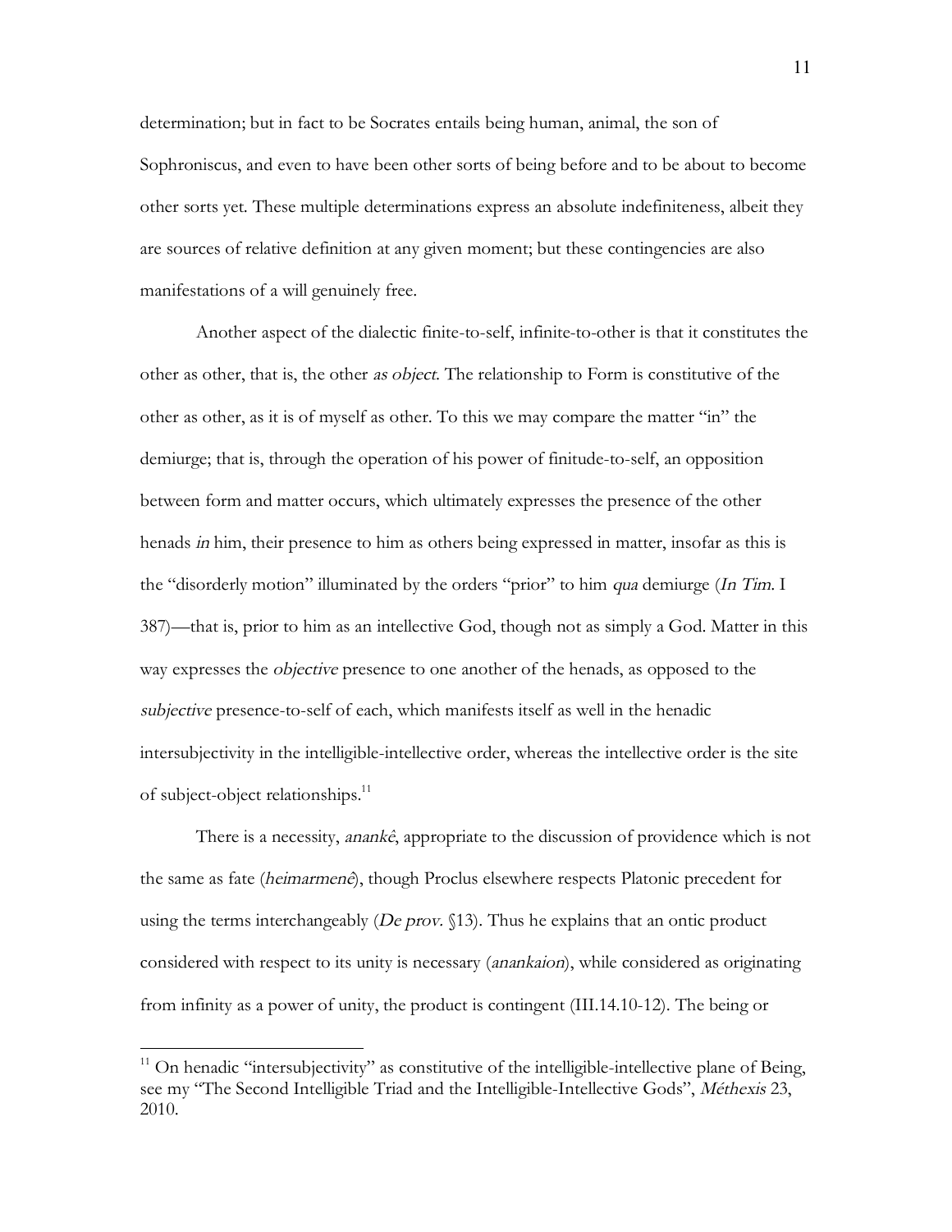determination; but in fact to be Socrates entails being human, animal, the son of Sophroniscus, and even to have been other sorts of being before and to be about to become other sorts yet. These multiple determinations express an absolute indefiniteness, albeit they are sources of relative definition at any given moment; but these contingencies are also manifestations of a will genuinely free.

Another aspect of the dialectic finite-to-self, infinite-to-other is that it constitutes the other as other, that is, the other *as object*. The relationship to Form is constitutive of the other as other, as it is of myself as other. To this we may compare the matter "in" the demiurge; that is, through the operation of his power of finitude-to-self, an opposition between form and matter occurs, which ultimately expresses the presence of the other henads *in* him, their presence to him as others being expressed in matter, insofar as this is the "disorderly motion" illuminated by the orders "prior" to him *qua* demiurge (*In Tim*. I 387)—that is, prior to him as an intellective God, though not as simply a God. Matter in this way expresses the *objective* presence to one another of the henads, as opposed to the *subjective* presence-to-self of each, which manifests itself as well in the henadic intersubjectivity in the intelligible-intellective order, whereas the intellective order is the site of subject-object relationships.[11]

There is a necessity, *anankê*, appropriate to the discussion of providence which is not the same as fate (*heimarmenê*), though Proclus elsewhere respects Platonic precedent for using the terms interchangeably (*De prov.* §13). Thus he explains that an ontic product considered with respect to its unity is necessary (*anankaion*), while considered as originating from infinity as a power of unity, the product is contingent (III.14.10-12). The being or

---

[11] On henadic "intersubjectivity" as constitutive of the intelligible-intellective plane of Being, see my "The Second Intelligible Triad and the Intelligible-Intellective Gods", *Méthexis* 23, 2010.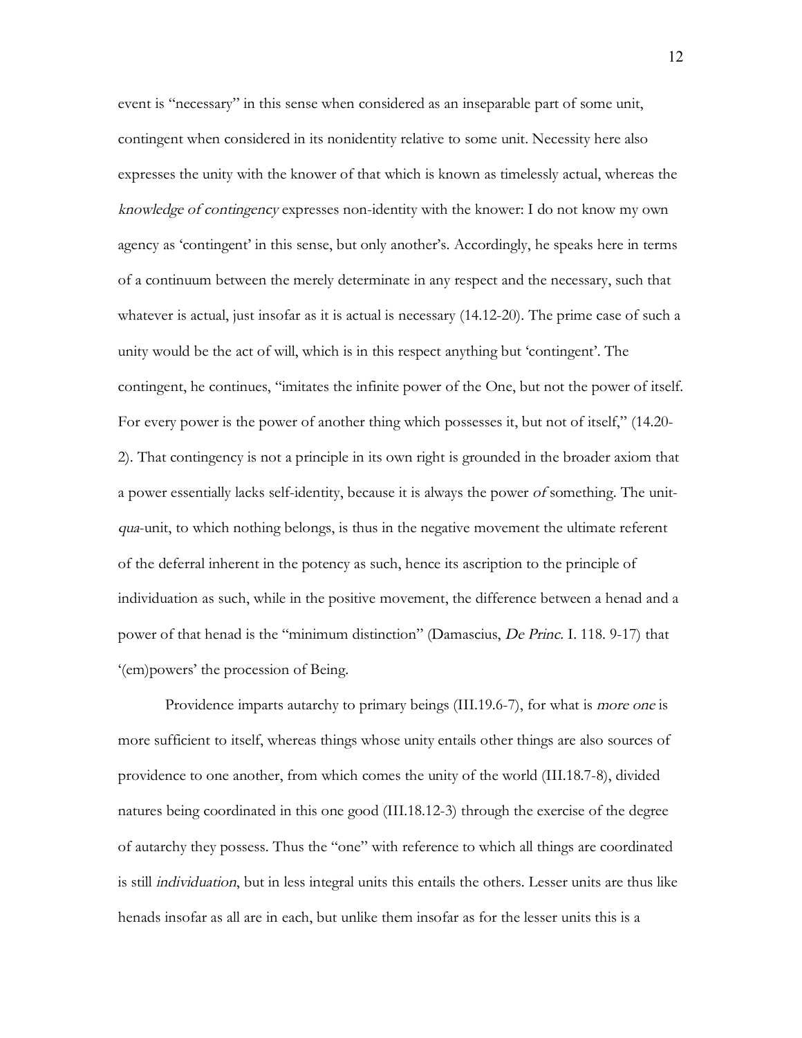event is "necessary" in this sense when considered as an inseparable part of some unit, contingent when considered in its nonidentity relative to some unit. Necessity here also expresses the unity with the knower of that which is known as timelessly actual, whereas the *knowledge of contingency* expresses non-identity with the knower: I do not know my own agency as 'contingent' in this sense, but only another's. Accordingly, he speaks here in terms of a continuum between the merely determinate in any respect and the necessary, such that whatever is actual, just insofar as it is actual is necessary (14.12-20). The prime case of such a unity would be the act of will, which is in this respect anything but 'contingent'. The contingent, he continues, "imitates the infinite power of the One, but not the power of itself. For every power is the power of another thing which possesses it, but not of itself," (14.20-2). That contingency is not a principle in its own right is grounded in the broader axiom that a power essentially lacks self-identity, because it is always the power *of* something. The unit-*qua*-unit, to which nothing belongs, is thus in the negative movement the ultimate referent of the deferral inherent in the potency as such, hence its ascription to the principle of individuation as such, while in the positive movement, the difference between a henad and a power of that henad is the "minimum distinction" (Damascius, *De Princ.* I. 118. 9-17) that '(em)powers' the procession of Being.

Providence imparts autarchy to primary beings (III.19.6-7), for what is *more one* is more sufficient to itself, whereas things whose unity entails other things are also sources of providence to one another, from which comes the unity of the world (III.18.7-8), divided natures being coordinated in this one good (III.18.12-3) through the exercise of the degree of autarchy they possess. Thus the "one" with reference to which all things are coordinated is still *individuation*, but in less integral units this entails the others. Lesser units are thus like henads insofar as all are in each, but unlike them insofar as for the lesser units this is a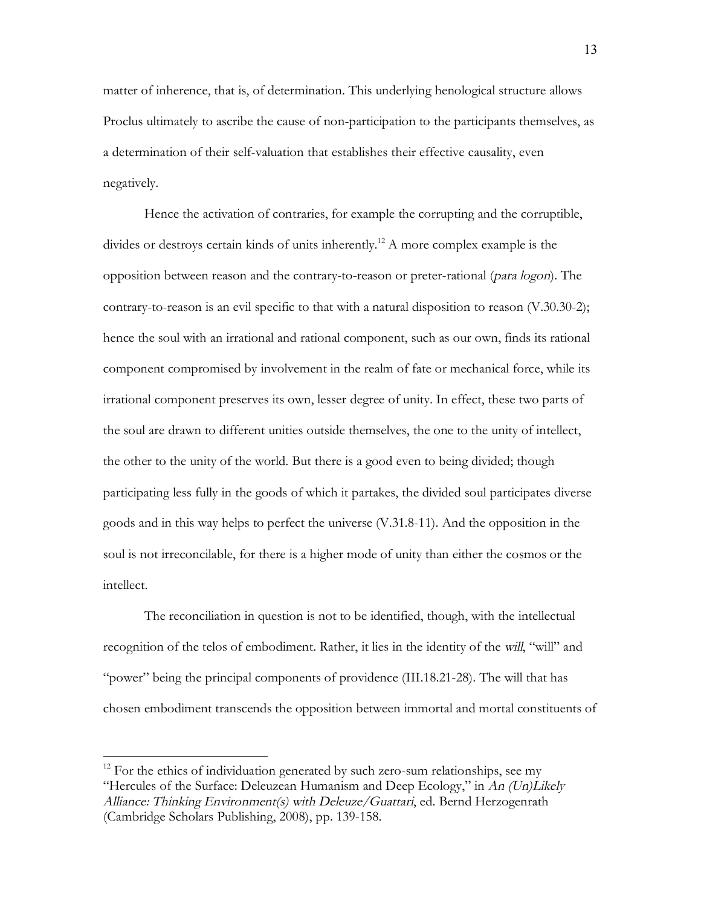matter of inherence, that is, of determination. This underlying henological structure allows Proclus ultimately to ascribe the cause of non-participation to the participants themselves, as a determination of their self-valuation that establishes their effective causality, even negatively.

Hence the activation of contraries, for example the corrupting and the corruptible, divides or destroys certain kinds of units inherently.[12] A more complex example is the opposition between reason and the contrary-to-reason or preter-rational (*para logon*). The contrary-to-reason is an evil specific to that with a natural disposition to reason (V.30.30-2); hence the soul with an irrational and rational component, such as our own, finds its rational component compromised by involvement in the realm of fate or mechanical force, while its irrational component preserves its own, lesser degree of unity. In effect, these two parts of the soul are drawn to different unities outside themselves, the one to the unity of intellect, the other to the unity of the world. But there is a good even to being divided; though participating less fully in the goods of which it partakes, the divided soul participates diverse goods and in this way helps to perfect the universe (V.31.8-11). And the opposition in the soul is not irreconcilable, for there is a higher mode of unity than either the cosmos or the intellect.

The reconciliation in question is not to be identified, though, with the intellectual recognition of the telos of embodiment. Rather, it lies in the identity of the *will*, "will" and "power" being the principal components of providence (III.18.21-28). The will that has chosen embodiment transcends the opposition between immortal and mortal constituents of

---

[12] For the ethics of individuation generated by such zero-sum relationships, see my "Hercules of the Surface: Deleuzean Humanism and Deep Ecology," in *An (Un)Likely Alliance: Thinking Environment(s) with Deleuze/Guattari*, ed. Bernd Herzogenrath (Cambridge Scholars Publishing, 2008), pp. 139-158.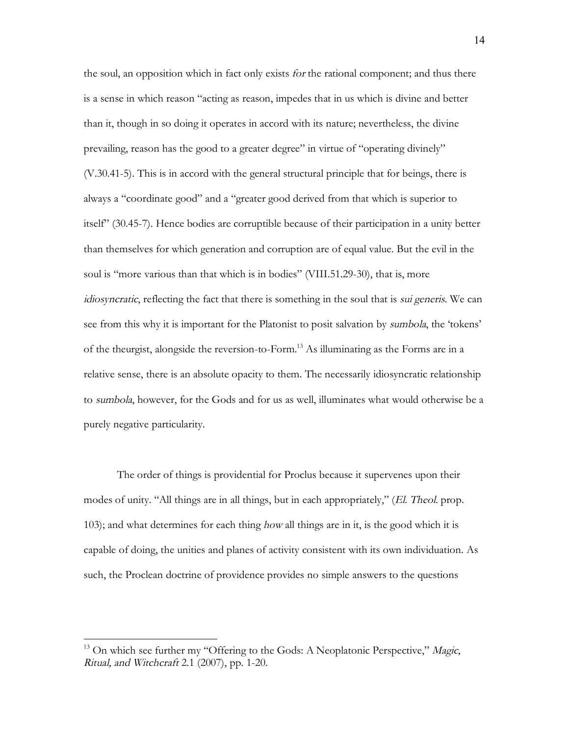the soul, an opposition which in fact only exists *for* the rational component; and thus there is a sense in which reason "acting as reason, impedes that in us which is divine and better than it, though in so doing it operates in accord with its nature; nevertheless, the divine prevailing, reason has the good to a greater degree" in virtue of "operating divinely" (V.30.41-5). This is in accord with the general structural principle that for beings, there is always a "coordinate good" and a "greater good derived from that which is superior to itself" (30.45-7). Hence bodies are corruptible because of their participation in a unity better than themselves for which generation and corruption are of equal value. But the evil in the soul is "more various than that which is in bodies" (VIII.51.29-30), that is, more *idiosyncratic*, reflecting the fact that there is something in the soul that is *sui generis*. We can see from this why it is important for the Platonist to posit salvation by *sumbola*, the 'tokens' of the theurgist, alongside the reversion-to-Form.[13] As illuminating as the Forms are in a relative sense, there is an absolute opacity to them. The necessarily idiosyncratic relationship to *sumbola*, however, for the Gods and for us as well, illuminates what would otherwise be a purely negative particularity.

The order of things is providential for Proclus because it supervenes upon their modes of unity. "All things are in all things, but in each appropriately," (*El. Theol.* prop. 103); and what determines for each thing *how* all things are in it, is the good which it is capable of doing, the unities and planes of activity consistent with its own individuation. As such, the Proclean doctrine of providence provides no simple answers to the questions

[13] On which see further my "Offering to the Gods: A Neoplatonic Perspective," *Magic, Ritual, and Witchcraft* 2.1 (2007), pp. 1-20.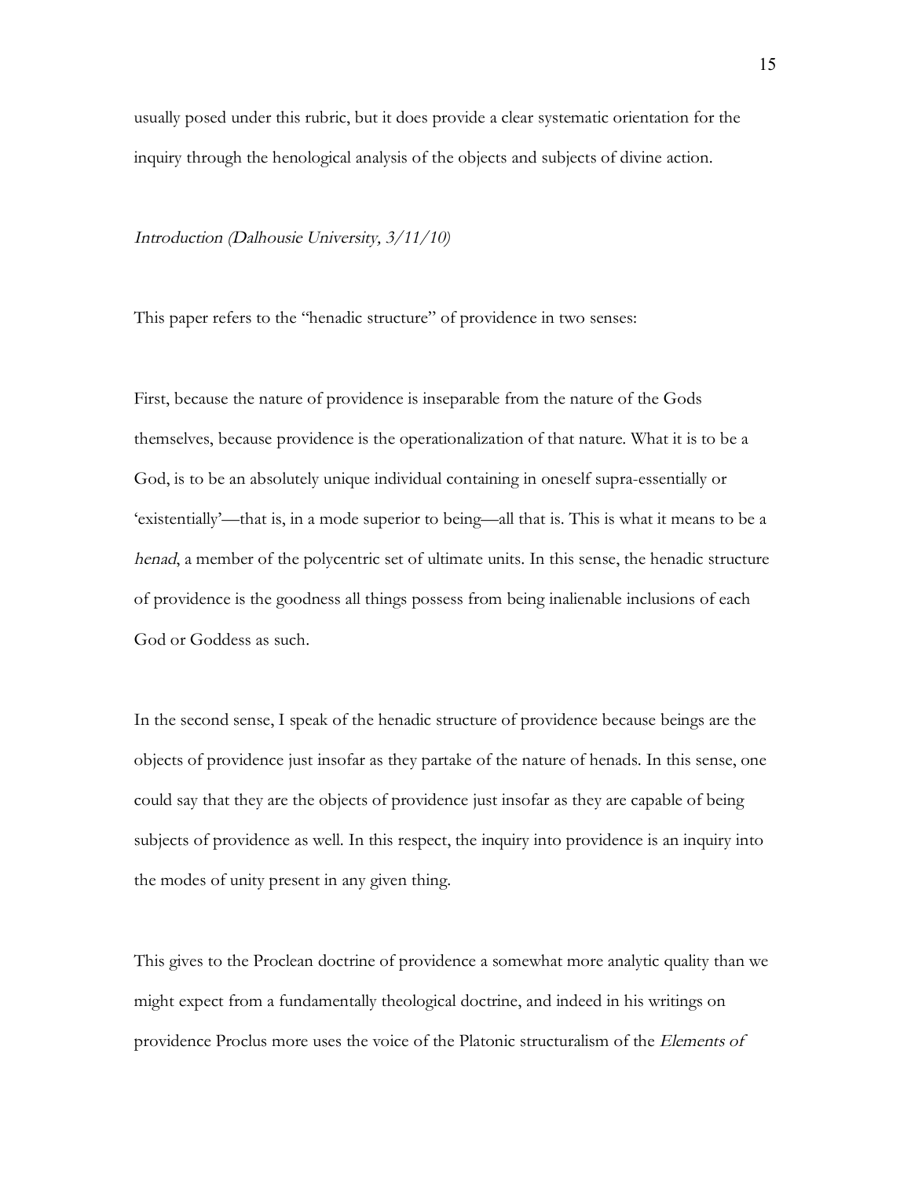usually posed under this rubric, but it does provide a clear systematic orientation for the inquiry through the henological analysis of the objects and subjects of divine action.

*Introduction (Dalhousie University, 3/11/10)*

This paper refers to the "henadic structure" of providence in two senses:

First, because the nature of providence is inseparable from the nature of the Gods themselves, because providence is the operationalization of that nature. What it is to be a God, is to be an absolutely unique individual containing in oneself supra-essentially or 'existentially'—that is, in a mode superior to being—all that is. This is what it means to be a *henad*, a member of the polycentric set of ultimate units. In this sense, the henadic structure of providence is the goodness all things possess from being inalienable inclusions of each God or Goddess as such.

In the second sense, I speak of the henadic structure of providence because beings are the objects of providence just insofar as they partake of the nature of henads. In this sense, one could say that they are the objects of providence just insofar as they are capable of being subjects of providence as well. In this respect, the inquiry into providence is an inquiry into the modes of unity present in any given thing.

This gives to the Proclean doctrine of providence a somewhat more analytic quality than we might expect from a fundamentally theological doctrine, and indeed in his writings on providence Proclus more uses the voice of the Platonic structuralism of the *Elements of*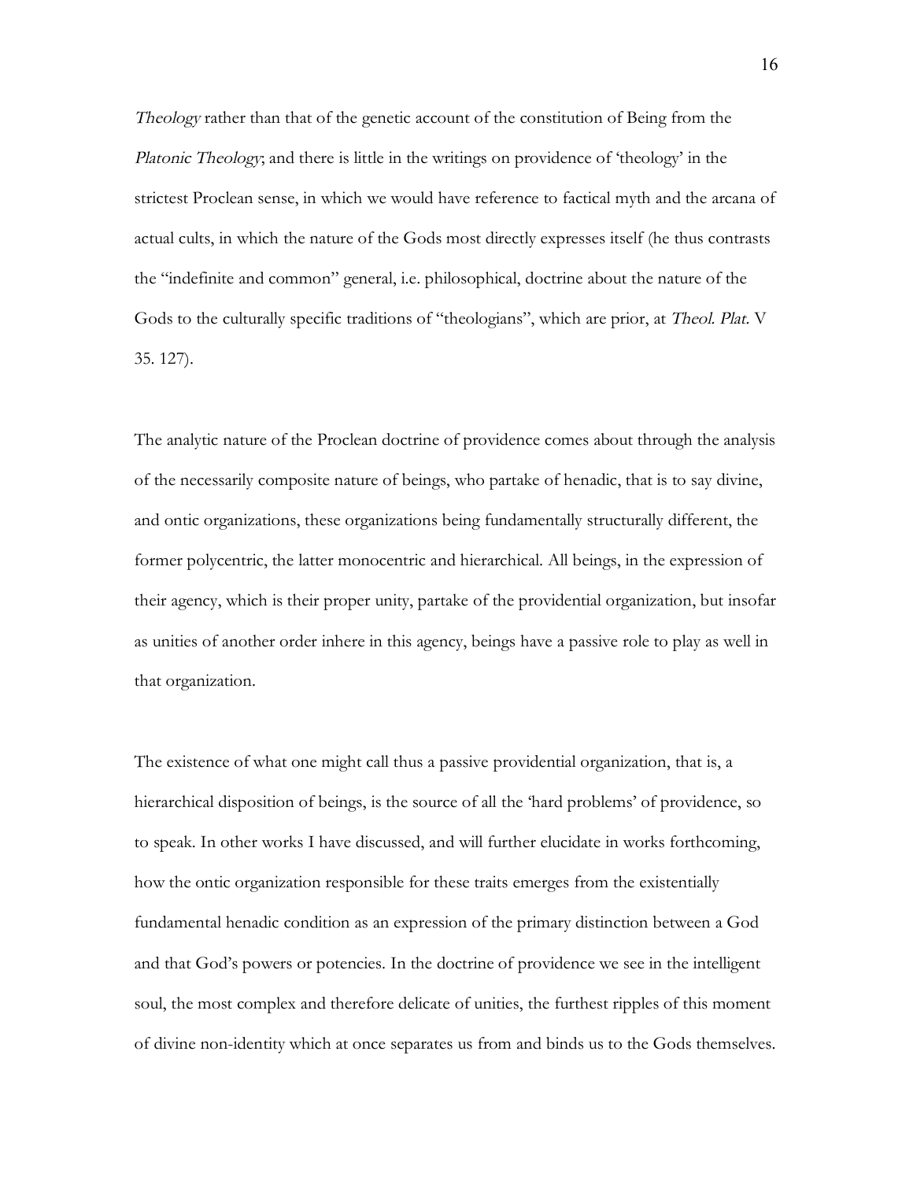*Theology* rather than that of the genetic account of the constitution of Being from the *Platonic Theology*; and there is little in the writings on providence of 'theology' in the strictest Proclean sense, in which we would have reference to factical myth and the arcana of actual cults, in which the nature of the Gods most directly expresses itself (he thus contrasts the "indefinite and common" general, i.e. philosophical, doctrine about the nature of the Gods to the culturally specific traditions of "theologians", which are prior, at *Theol. Plat.* V 35. 127).

The analytic nature of the Proclean doctrine of providence comes about through the analysis of the necessarily composite nature of beings, who partake of henadic, that is to say divine, and ontic organizations, these organizations being fundamentally structurally different, the former polycentric, the latter monocentric and hierarchical. All beings, in the expression of their agency, which is their proper unity, partake of the providential organization, but insofar as unities of another order inhere in this agency, beings have a passive role to play as well in that organization.

The existence of what one might call thus a passive providential organization, that is, a hierarchical disposition of beings, is the source of all the 'hard problems' of providence, so to speak. In other works I have discussed, and will further elucidate in works forthcoming, how the ontic organization responsible for these traits emerges from the existentially fundamental henadic condition as an expression of the primary distinction between a God and that God's powers or potencies. In the doctrine of providence we see in the intelligent soul, the most complex and therefore delicate of unities, the furthest ripples of this moment of divine non-identity which at once separates us from and binds us to the Gods themselves.